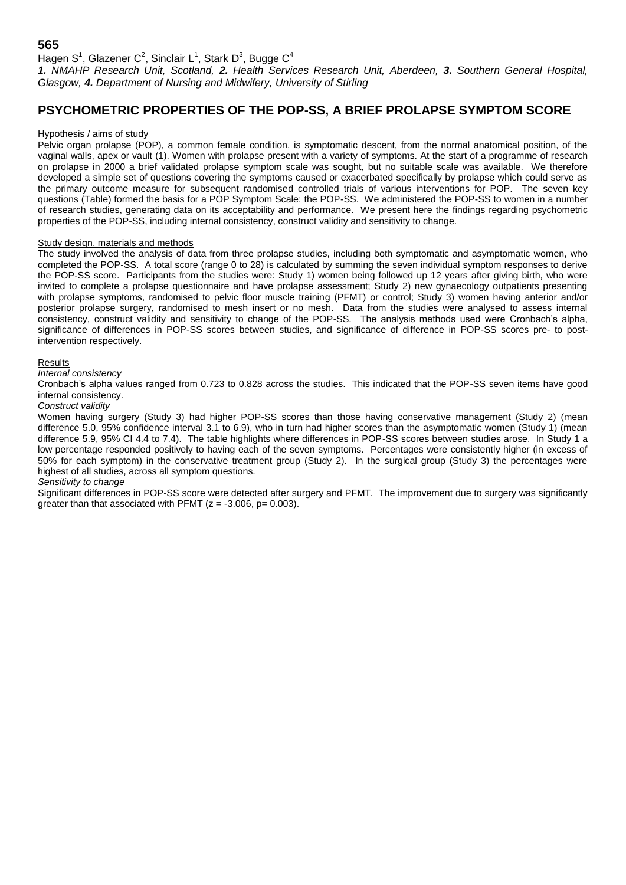**565**

Hagen S[1], Glazener C[2], Sinclair L[1], Stark D[3], Bugge C[4]

***1.** NMAHP Research Unit, Scotland, **2.** Health Services Research Unit, Aberdeen, **3.** Southern General Hospital, Glasgow, **4.** Department of Nursing and Midwifery, University of Stirling*

# PSYCHOMETRIC PROPERTIES OF THE POP-SS, A BRIEF PROLAPSE SYMPTOM SCORE

## Hypothesis / aims of study

Pelvic organ prolapse (POP), a common female condition, is symptomatic descent, from the normal anatomical position, of the vaginal walls, apex or vault (1). Women with prolapse present with a variety of symptoms. At the start of a programme of research on prolapse in 2000 a brief validated prolapse symptom scale was sought, but no suitable scale was available. We therefore developed a simple set of questions covering the symptoms caused or exacerbated specifically by prolapse which could serve as the primary outcome measure for subsequent randomised controlled trials of various interventions for POP. The seven key questions (Table) formed the basis for a POP Symptom Scale: the POP-SS. We administered the POP-SS to women in a number of research studies, generating data on its acceptability and performance. We present here the findings regarding psychometric properties of the POP-SS, including internal consistency, construct validity and sensitivity to change.

## Study design, materials and methods

The study involved the analysis of data from three prolapse studies, including both symptomatic and asymptomatic women, who completed the POP-SS. A total score (range 0 to 28) is calculated by summing the seven individual symptom responses to derive the POP-SS score. Participants from the studies were: Study 1) women being followed up 12 years after giving birth, who were invited to complete a prolapse questionnaire and have prolapse assessment; Study 2) new gynaecology outpatients presenting with prolapse symptoms, randomised to pelvic floor muscle training (PFMT) or control; Study 3) women having anterior and/or posterior prolapse surgery, randomised to mesh insert or no mesh. Data from the studies were analysed to assess internal consistency, construct validity and sensitivity to change of the POP-SS. The analysis methods used were Cronbach's alpha, significance of differences in POP-SS scores between studies, and significance of difference in POP-SS scores pre- to post-intervention respectively.

## Results

*Internal consistency*

Cronbach's alpha values ranged from 0.723 to 0.828 across the studies. This indicated that the POP-SS seven items have good internal consistency.

*Construct validity*

Women having surgery (Study 3) had higher POP-SS scores than those having conservative management (Study 2) (mean difference 5.0, 95% confidence interval 3.1 to 6.9), who in turn had higher scores than the asymptomatic women (Study 1) (mean difference 5.9, 95% CI 4.4 to 7.4). The table highlights where differences in POP-SS scores between studies arose. In Study 1 a low percentage responded positively to having each of the seven symptoms. Percentages were consistently higher (in excess of 50% for each symptom) in the conservative treatment group (Study 2). In the surgical group (Study 3) the percentages were highest of all studies, across all symptom questions.

*Sensitivity to change*

Significant differences in POP-SS score were detected after surgery and PFMT. The improvement due to surgery was significantly greater than that associated with PFMT ($z = -3.006$, $p= 0.003$).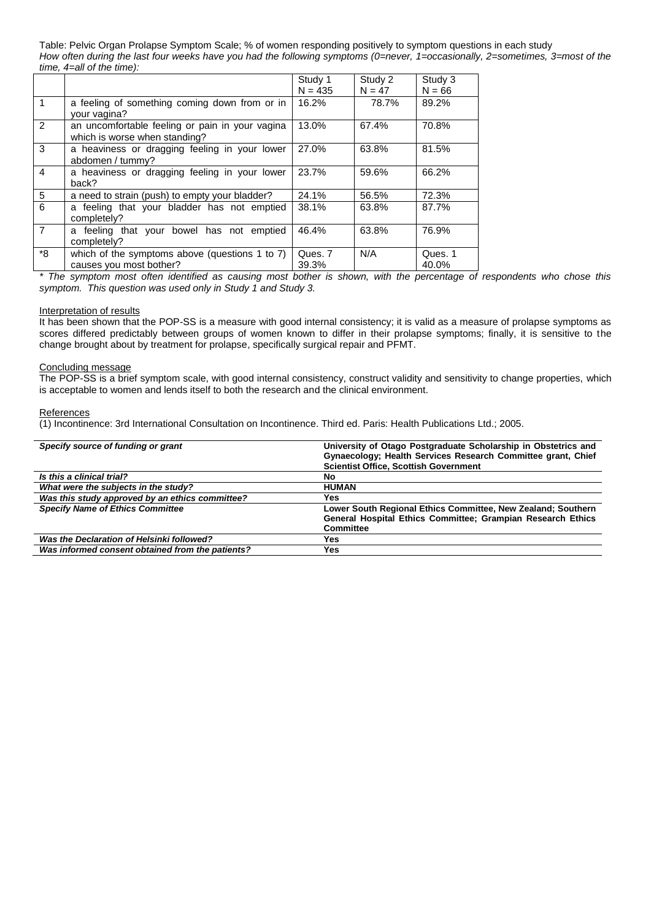Table: Pelvic Organ Prolapse Symptom Scale; % of women responding positively to symptom questions in each study

*How often during the last four weeks have you had the following symptoms (0=never, 1=occasionally, 2=sometimes, 3=most of the time, 4=all of the time):*

| | | Study 1 N = 435 | Study 2 N = 47 | Study 3 N = 66 |
|---|---|---|---|---|
| 1 | a feeling of something coming down from or in your vagina? | 16.2% | 78.7% | 89.2% |
| 2 | an uncomfortable feeling or pain in your vagina which is worse when standing? | 13.0% | 67.4% | 70.8% |
| 3 | a heaviness or dragging feeling in your lower abdomen / tummy? | 27.0% | 63.8% | 81.5% |
| 4 | a heaviness or dragging feeling in your lower back? | 23.7% | 59.6% | 66.2% |
| 5 | a need to strain (push) to empty your bladder? | 24.1% | 56.5% | 72.3% |
| 6 | a feeling that your bladder has not emptied completely? | 38.1% | 63.8% | 87.7% |
| 7 | a feeling that your bowel has not emptied completely? | 46.4% | 63.8% | 76.9% |
| *8 | which of the symptoms above (questions 1 to 7) causes you most bother? | Ques. 7 39.3% | N/A | Ques. 1 40.0% |

*\* The symptom most often identified as causing most bother is shown, with the percentage of respondents who chose this symptom. This question was used only in Study 1 and Study 3.*

Interpretation of results

It has been shown that the POP-SS is a measure with good internal consistency; it is valid as a measure of prolapse symptoms as scores differed predictably between groups of women known to differ in their prolapse symptoms; finally, it is sensitive to the change brought about by treatment for prolapse, specifically surgical repair and PFMT.

Concluding message

The POP-SS is a brief symptom scale, with good internal consistency, construct validity and sensitivity to change properties, which is acceptable to women and lends itself to both the research and the clinical environment.

References

(1) Incontinence: 3rd International Consultation on Incontinence. Third ed. Paris: Health Publications Ltd.; 2005.

| | |
|---|---|
| ***Specify source of funding or grant*** | **University of Otago Postgraduate Scholarship in Obstetrics and Gynaecology; Health Services Research Committee grant, Chief Scientist Office, Scottish Government** |
| ***Is this a clinical trial?*** | **No** |
| ***What were the subjects in the study?*** | **HUMAN** |
| ***Was this study approved by an ethics committee?*** | **Yes** |
| ***Specify Name of Ethics Committee*** | **Lower South Regional Ethics Committee, New Zealand; Southern General Hospital Ethics Committee; Grampian Research Ethics Committee** |
| ***Was the Declaration of Helsinki followed?*** | **Yes** |
| ***Was informed consent obtained from the patients?*** | **Yes** |